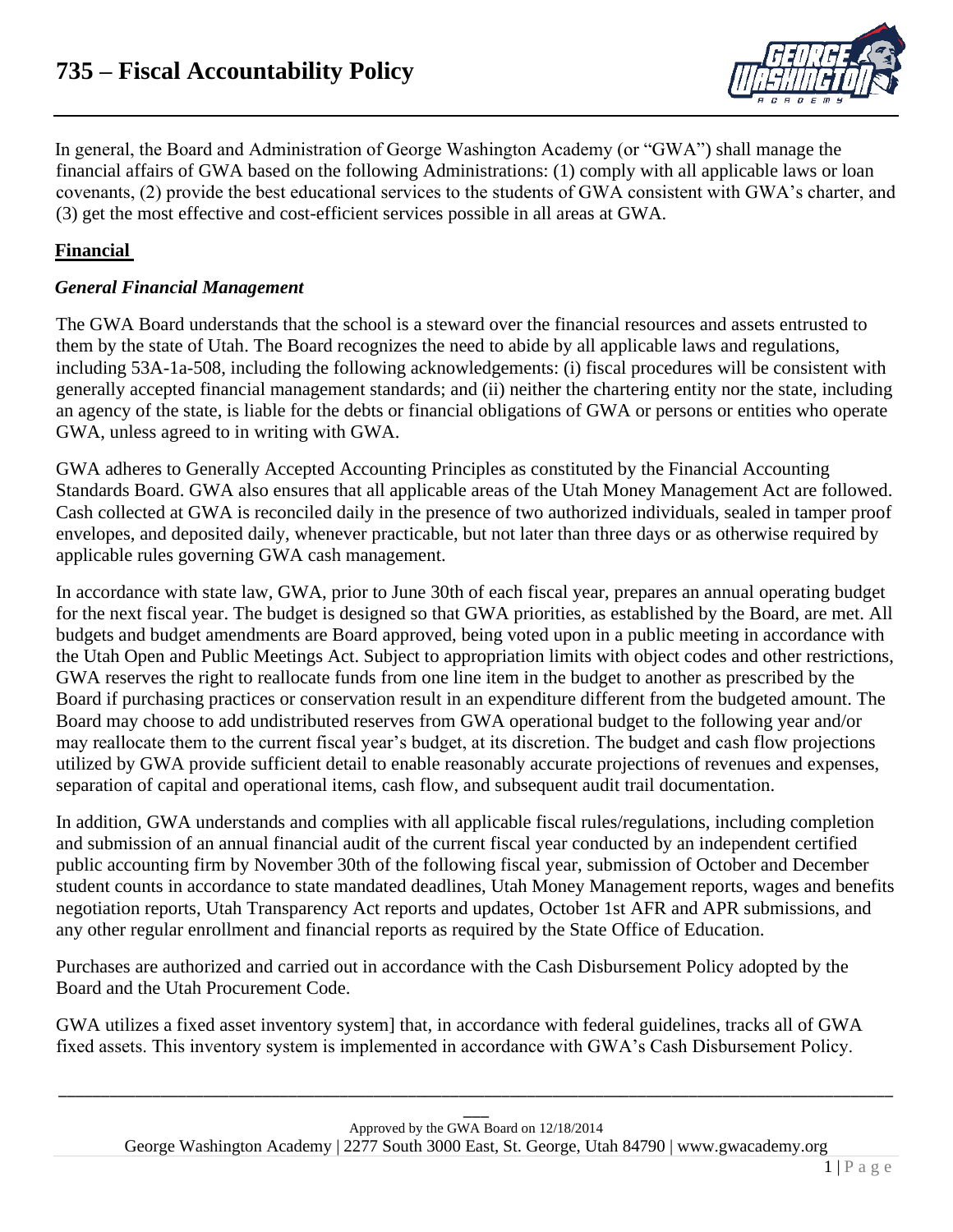# 735 – Fiscal Accountability Policy

In general, the Board and Administration of George Washington Academy (or "GWA") shall manage the financial affairs of GWA based on the following Administrations: (1) comply with all applicable laws or loan covenants, (2) provide the best educational services to the students of GWA consistent with GWA's charter, and (3) get the most effective and cost-efficient services possible in all areas at GWA.

## Financial

### *General Financial Management*

The GWA Board understands that the school is a steward over the financial resources and assets entrusted to them by the state of Utah. The Board recognizes the need to abide by all applicable laws and regulations, including 53A-1a-508, including the following acknowledgements: (i) fiscal procedures will be consistent with generally accepted financial management standards; and (ii) neither the chartering entity nor the state, including an agency of the state, is liable for the debts or financial obligations of GWA or persons or entities who operate GWA, unless agreed to in writing with GWA.

GWA adheres to Generally Accepted Accounting Principles as constituted by the Financial Accounting Standards Board. GWA also ensures that all applicable areas of the Utah Money Management Act are followed. Cash collected at GWA is reconciled daily in the presence of two authorized individuals, sealed in tamper proof envelopes, and deposited daily, whenever practicable, but not later than three days or as otherwise required by applicable rules governing GWA cash management.

In accordance with state law, GWA, prior to June 30th of each fiscal year, prepares an annual operating budget for the next fiscal year. The budget is designed so that GWA priorities, as established by the Board, are met. All budgets and budget amendments are Board approved, being voted upon in a public meeting in accordance with the Utah Open and Public Meetings Act. Subject to appropriation limits with object codes and other restrictions, GWA reserves the right to reallocate funds from one line item in the budget to another as prescribed by the Board if purchasing practices or conservation result in an expenditure different from the budgeted amount. The Board may choose to add undistributed reserves from GWA operational budget to the following year and/or may reallocate them to the current fiscal year's budget, at its discretion. The budget and cash flow projections utilized by GWA provide sufficient detail to enable reasonably accurate projections of revenues and expenses, separation of capital and operational items, cash flow, and subsequent audit trail documentation.

In addition, GWA understands and complies with all applicable fiscal rules/regulations, including completion and submission of an annual financial audit of the current fiscal year conducted by an independent certified public accounting firm by November 30th of the following fiscal year, submission of October and December student counts in accordance to state mandated deadlines, Utah Money Management reports, wages and benefits negotiation reports, Utah Transparency Act reports and updates, October 1st AFR and APR submissions, and any other regular enrollment and financial reports as required by the State Office of Education.

Purchases are authorized and carried out in accordance with the Cash Disbursement Policy adopted by the Board and the Utah Procurement Code.

GWA utilizes a fixed asset inventory system] that, in accordance with federal guidelines, tracks all of GWA fixed assets. This inventory system is implemented in accordance with GWA's Cash Disbursement Policy.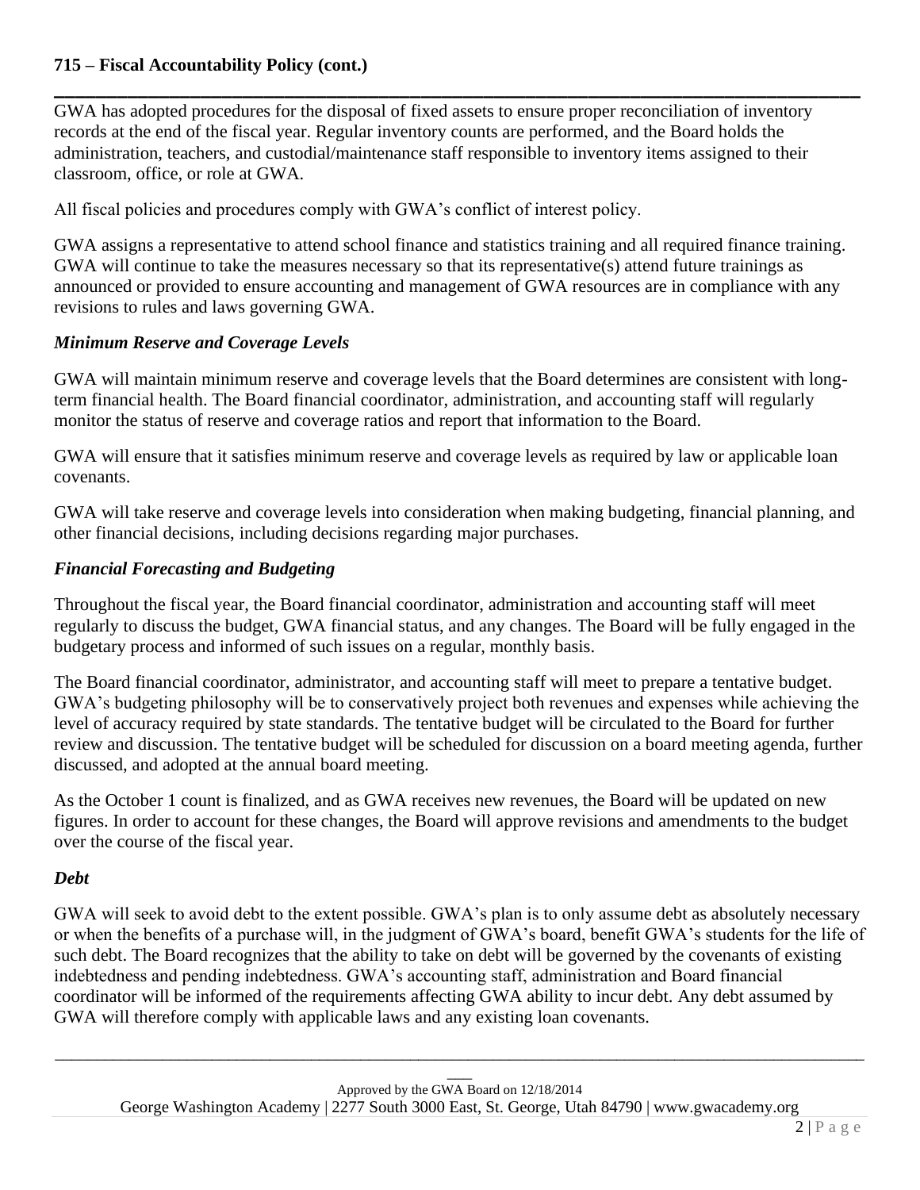GWA has adopted procedures for the disposal of fixed assets to ensure proper reconciliation of inventory records at the end of the fiscal year. Regular inventory counts are performed, and the Board holds the administration, teachers, and custodial/maintenance staff responsible to inventory items assigned to their classroom, office, or role at GWA.

All fiscal policies and procedures comply with GWA's conflict of interest policy.

GWA assigns a representative to attend school finance and statistics training and all required finance training. GWA will continue to take the measures necessary so that its representative(s) attend future trainings as announced or provided to ensure accounting and management of GWA resources are in compliance with any revisions to rules and laws governing GWA.

### *Minimum Reserve and Coverage Levels*

GWA will maintain minimum reserve and coverage levels that the Board determines are consistent with long-term financial health. The Board financial coordinator, administration, and accounting staff will regularly monitor the status of reserve and coverage ratios and report that information to the Board.

GWA will ensure that it satisfies minimum reserve and coverage levels as required by law or applicable loan covenants.

GWA will take reserve and coverage levels into consideration when making budgeting, financial planning, and other financial decisions, including decisions regarding major purchases.

### *Financial Forecasting and Budgeting*

Throughout the fiscal year, the Board financial coordinator, administration and accounting staff will meet regularly to discuss the budget, GWA financial status, and any changes. The Board will be fully engaged in the budgetary process and informed of such issues on a regular, monthly basis.

The Board financial coordinator, administrator, and accounting staff will meet to prepare a tentative budget. GWA's budgeting philosophy will be to conservatively project both revenues and expenses while achieving the level of accuracy required by state standards. The tentative budget will be circulated to the Board for further review and discussion. The tentative budget will be scheduled for discussion on a board meeting agenda, further discussed, and adopted at the annual board meeting.

As the October 1 count is finalized, and as GWA receives new revenues, the Board will be updated on new figures. In order to account for these changes, the Board will approve revisions and amendments to the budget over the course of the fiscal year.

### *Debt*

GWA will seek to avoid debt to the extent possible. GWA's plan is to only assume debt as absolutely necessary or when the benefits of a purchase will, in the judgment of GWA's board, benefit GWA's students for the life of such debt. The Board recognizes that the ability to take on debt will be governed by the covenants of existing indebtedness and pending indebtedness. GWA's accounting staff, administration and Board financial coordinator will be informed of the requirements affecting GWA ability to incur debt. Any debt assumed by GWA will therefore comply with applicable laws and any existing loan covenants.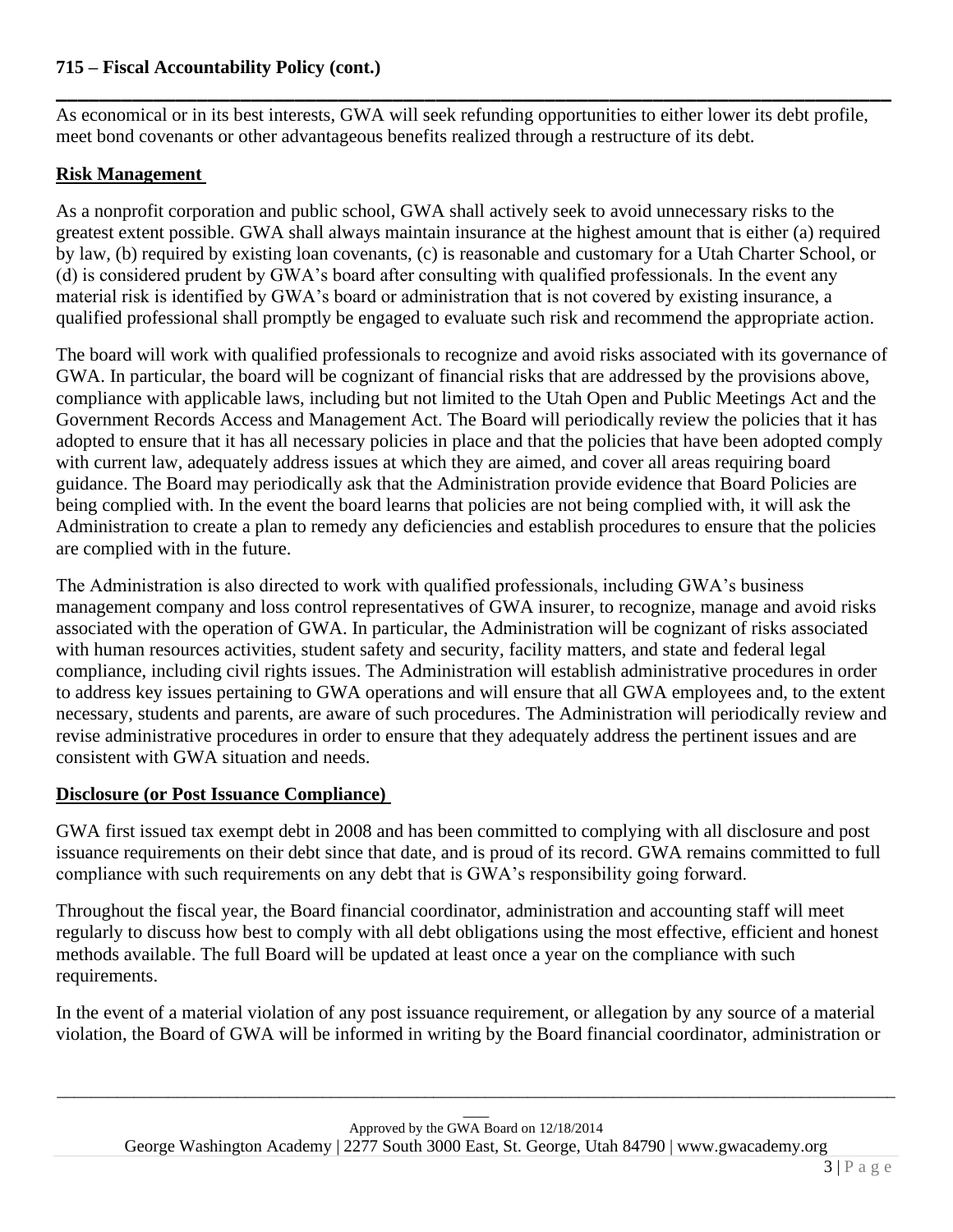As economical or in its best interests, GWA will seek refunding opportunities to either lower its debt profile, meet bond covenants or other advantageous benefits realized through a restructure of its debt.

## Risk Management

As a nonprofit corporation and public school, GWA shall actively seek to avoid unnecessary risks to the greatest extent possible. GWA shall always maintain insurance at the highest amount that is either (a) required by law, (b) required by existing loan covenants, (c) is reasonable and customary for a Utah Charter School, or (d) is considered prudent by GWA's board after consulting with qualified professionals. In the event any material risk is identified by GWA's board or administration that is not covered by existing insurance, a qualified professional shall promptly be engaged to evaluate such risk and recommend the appropriate action.

The board will work with qualified professionals to recognize and avoid risks associated with its governance of GWA. In particular, the board will be cognizant of financial risks that are addressed by the provisions above, compliance with applicable laws, including but not limited to the Utah Open and Public Meetings Act and the Government Records Access and Management Act. The Board will periodically review the policies that it has adopted to ensure that it has all necessary policies in place and that the policies that have been adopted comply with current law, adequately address issues at which they are aimed, and cover all areas requiring board guidance. The Board may periodically ask that the Administration provide evidence that Board Policies are being complied with. In the event the board learns that policies are not being complied with, it will ask the Administration to create a plan to remedy any deficiencies and establish procedures to ensure that the policies are complied with in the future.

The Administration is also directed to work with qualified professionals, including GWA's business management company and loss control representatives of GWA insurer, to recognize, manage and avoid risks associated with the operation of GWA. In particular, the Administration will be cognizant of risks associated with human resources activities, student safety and security, facility matters, and state and federal legal compliance, including civil rights issues. The Administration will establish administrative procedures in order to address key issues pertaining to GWA operations and will ensure that all GWA employees and, to the extent necessary, students and parents, are aware of such procedures. The Administration will periodically review and revise administrative procedures in order to ensure that they adequately address the pertinent issues and are consistent with GWA situation and needs.

## Disclosure (or Post Issuance Compliance)

GWA first issued tax exempt debt in 2008 and has been committed to complying with all disclosure and post issuance requirements on their debt since that date, and is proud of its record. GWA remains committed to full compliance with such requirements on any debt that is GWA's responsibility going forward.

Throughout the fiscal year, the Board financial coordinator, administration and accounting staff will meet regularly to discuss how best to comply with all debt obligations using the most effective, efficient and honest methods available. The full Board will be updated at least once a year on the compliance with such requirements.

In the event of a material violation of any post issuance requirement, or allegation by any source of a material violation, the Board of GWA will be informed in writing by the Board financial coordinator, administration or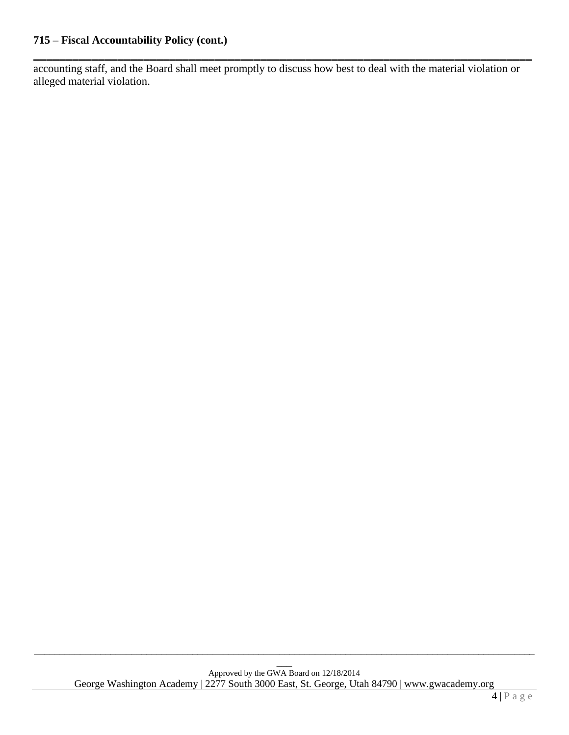accounting staff, and the Board shall meet promptly to discuss how best to deal with the material violation or alleged material violation.